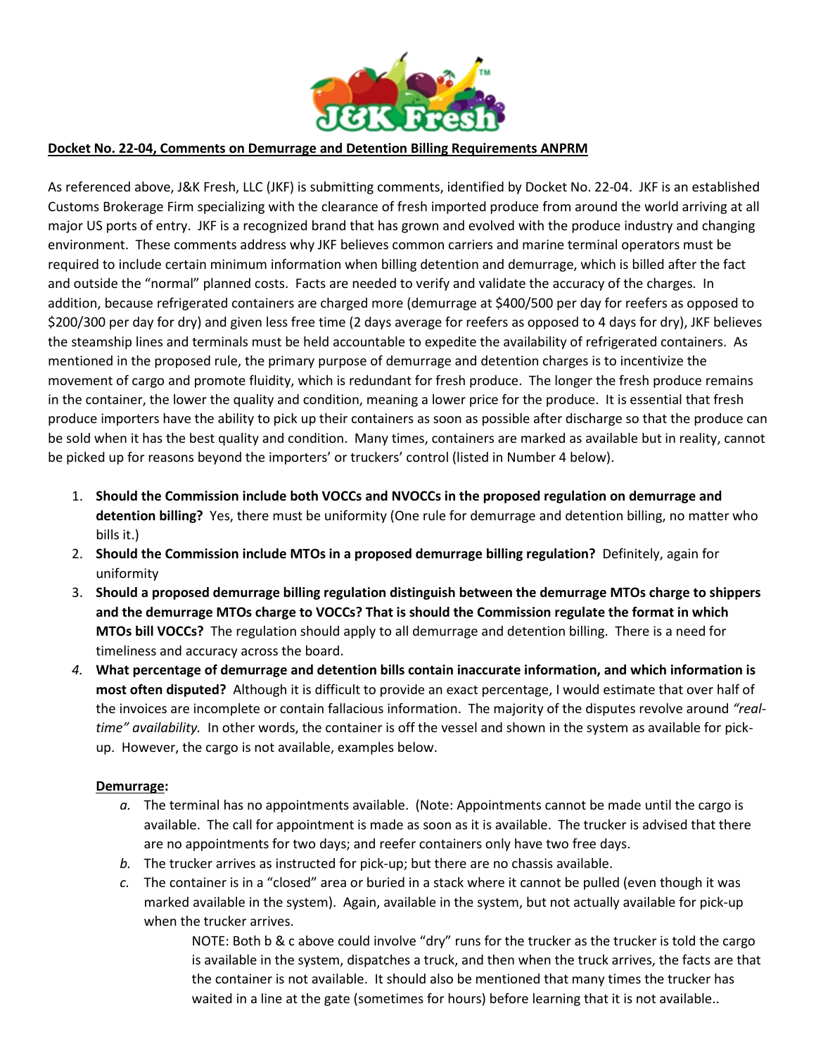**Docket No. 22-04, Comments on Demurrage and Detention Billing Requirements ANPRM**

As referenced above, J&K Fresh, LLC (JKF) is submitting comments, identified by Docket No. 22-04. JKF is an established Customs Brokerage Firm specializing with the clearance of fresh imported produce from around the world arriving at all major US ports of entry. JKF is a recognized brand that has grown and evolved with the produce industry and changing environment. These comments address why JKF believes common carriers and marine terminal operators must be required to include certain minimum information when billing detention and demurrage, which is billed after the fact and outside the "normal" planned costs. Facts are needed to verify and validate the accuracy of the charges. In addition, because refrigerated containers are charged more (demurrage at $400/500 per day for reefers as opposed to $200/300 per day for dry) and given less free time (2 days average for reefers as opposed to 4 days for dry), JKF believes the steamship lines and terminals must be held accountable to expedite the availability of refrigerated containers. As mentioned in the proposed rule, the primary purpose of demurrage and detention charges is to incentivize the movement of cargo and promote fluidity, which is redundant for fresh produce. The longer the fresh produce remains in the container, the lower the quality and condition, meaning a lower price for the produce. It is essential that fresh produce importers have the ability to pick up their containers as soon as possible after discharge so that the produce can be sold when it has the best quality and condition. Many times, containers are marked as available but in reality, cannot be picked up for reasons beyond the importers' or truckers' control (listed in Number 4 below).

1. **Should the Commission include both VOCCs and NVOCCs in the proposed regulation on demurrage and detention billing?** Yes, there must be uniformity (One rule for demurrage and detention billing, no matter who bills it.)
2. **Should the Commission include MTOs in a proposed demurrage billing regulation?** Definitely, again for uniformity
3. **Should a proposed demurrage billing regulation distinguish between the demurrage MTOs charge to shippers and the demurrage MTOs charge to VOCCs? That is should the Commission regulate the format in which MTOs bill VOCCs?** The regulation should apply to all demurrage and detention billing. There is a need for timeliness and accuracy across the board.
4. ***What percentage of demurrage and detention bills contain inaccurate information, and which information is most often disputed?*** Although it is difficult to provide an exact percentage, I would estimate that over half of the invoices are incomplete or contain fallacious information. The majority of the disputes revolve around *"real-time" availability.* In other words, the container is off the vessel and shown in the system as available for pick-up. However, the cargo is not available, examples below.

   **Demurrage:**

   *a.* The terminal has no appointments available. (Note: Appointments cannot be made until the cargo is available. The call for appointment is made as soon as it is available. The trucker is advised that there are no appointments for two days; and reefer containers only have two free days.

   *b.* The trucker arrives as instructed for pick-up; but there are no chassis available.

   *c.* The container is in a "closed" area or buried in a stack where it cannot be pulled (even though it was marked available in the system). Again, available in the system, but not actually available for pick-up when the trucker arrives.

   > NOTE: Both b & c above could involve "dry" runs for the trucker as the trucker is told the cargo is available in the system, dispatches a truck, and then when the truck arrives, the facts are that the container is not available. It should also be mentioned that many times the trucker has waited in a line at the gate (sometimes for hours) before learning that it is not available..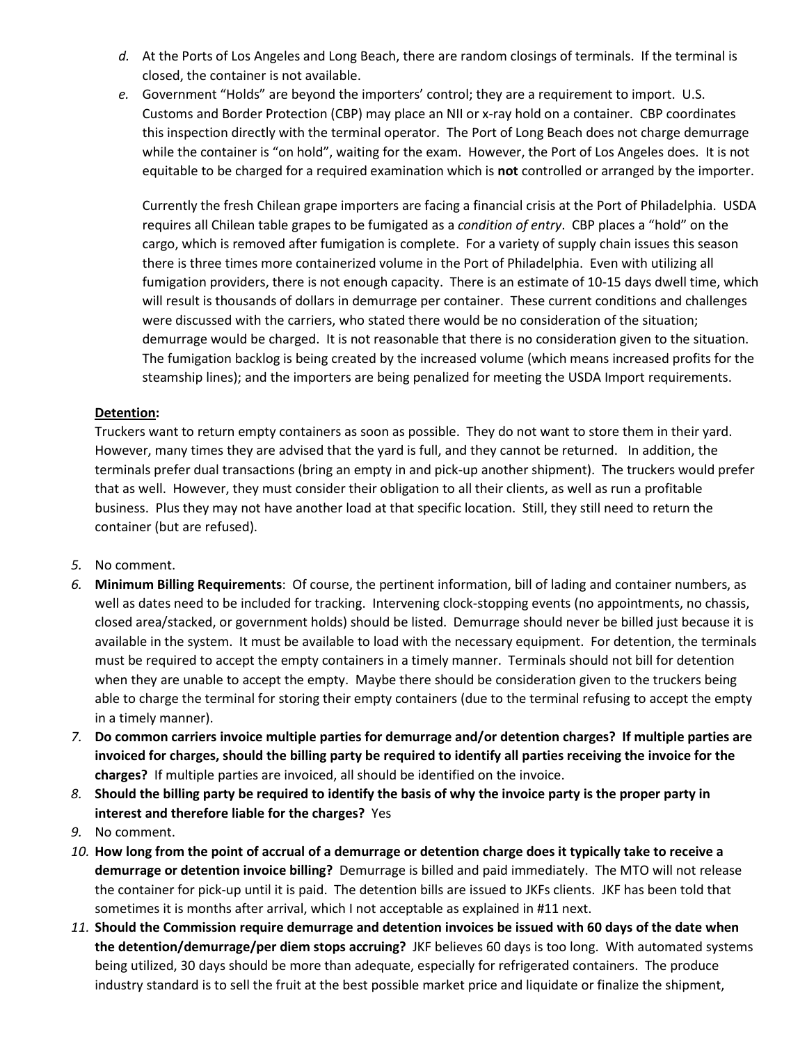*d.* At the Ports of Los Angeles and Long Beach, there are random closings of terminals. If the terminal is closed, the container is not available.

*e.* Government "Holds" are beyond the importers' control; they are a requirement to import. U.S. Customs and Border Protection (CBP) may place an NII or x-ray hold on a container. CBP coordinates this inspection directly with the terminal operator. The Port of Long Beach does not charge demurrage while the container is "on hold", waiting for the exam. However, the Port of Los Angeles does. It is not equitable to be charged for a required examination which is **not** controlled or arranged by the importer.

Currently the fresh Chilean grape importers are facing a financial crisis at the Port of Philadelphia. USDA requires all Chilean table grapes to be fumigated as a *condition of entry*. CBP places a "hold" on the cargo, which is removed after fumigation is complete. For a variety of supply chain issues this season there is three times more containerized volume in the Port of Philadelphia. Even with utilizing all fumigation providers, there is not enough capacity. There is an estimate of 10-15 days dwell time, which will result is thousands of dollars in demurrage per container. These current conditions and challenges were discussed with the carriers, who stated there would be no consideration of the situation; demurrage would be charged. It is not reasonable that there is no consideration given to the situation. The fumigation backlog is being created by the increased volume (which means increased profits for the steamship lines); and the importers are being penalized for meeting the USDA Import requirements.

**Detention:**

Truckers want to return empty containers as soon as possible. They do not want to store them in their yard. However, many times they are advised that the yard is full, and they cannot be returned. In addition, the terminals prefer dual transactions (bring an empty in and pick-up another shipment). The truckers would prefer that as well. However, they must consider their obligation to all their clients, as well as run a profitable business. Plus they may not have another load at that specific location. Still, they still need to return the container (but are refused).

5. No comment.
6. **Minimum Billing Requirements**: Of course, the pertinent information, bill of lading and container numbers, as well as dates need to be included for tracking. Intervening clock-stopping events (no appointments, no chassis, closed area/stacked, or government holds) should be listed. Demurrage should never be billed just because it is available in the system. It must be available to load with the necessary equipment. For detention, the terminals must be required to accept the empty containers in a timely manner. Terminals should not bill for detention when they are unable to accept the empty. Maybe there should be consideration given to the truckers being able to charge the terminal for storing their empty containers (due to the terminal refusing to accept the empty in a timely manner).
7. **Do common carriers invoice multiple parties for demurrage and/or detention charges? If multiple parties are invoiced for charges, should the billing party be required to identify all parties receiving the invoice for the charges?** If multiple parties are invoiced, all should be identified on the invoice.
8. **Should the billing party be required to identify the basis of why the invoice party is the proper party in interest and therefore liable for the charges?** Yes
9. No comment.
10. **How long from the point of accrual of a demurrage or detention charge does it typically take to receive a demurrage or detention invoice billing?** Demurrage is billed and paid immediately. The MTO will not release the container for pick-up until it is paid. The detention bills are issued to JKFs clients. JKF has been told that sometimes it is months after arrival, which I not acceptable as explained in #11 next.
11. **Should the Commission require demurrage and detention invoices be issued with 60 days of the date when the detention/demurrage/per diem stops accruing?** JKF believes 60 days is too long. With automated systems being utilized, 30 days should be more than adequate, especially for refrigerated containers. The produce industry standard is to sell the fruit at the best possible market price and liquidate or finalize the shipment,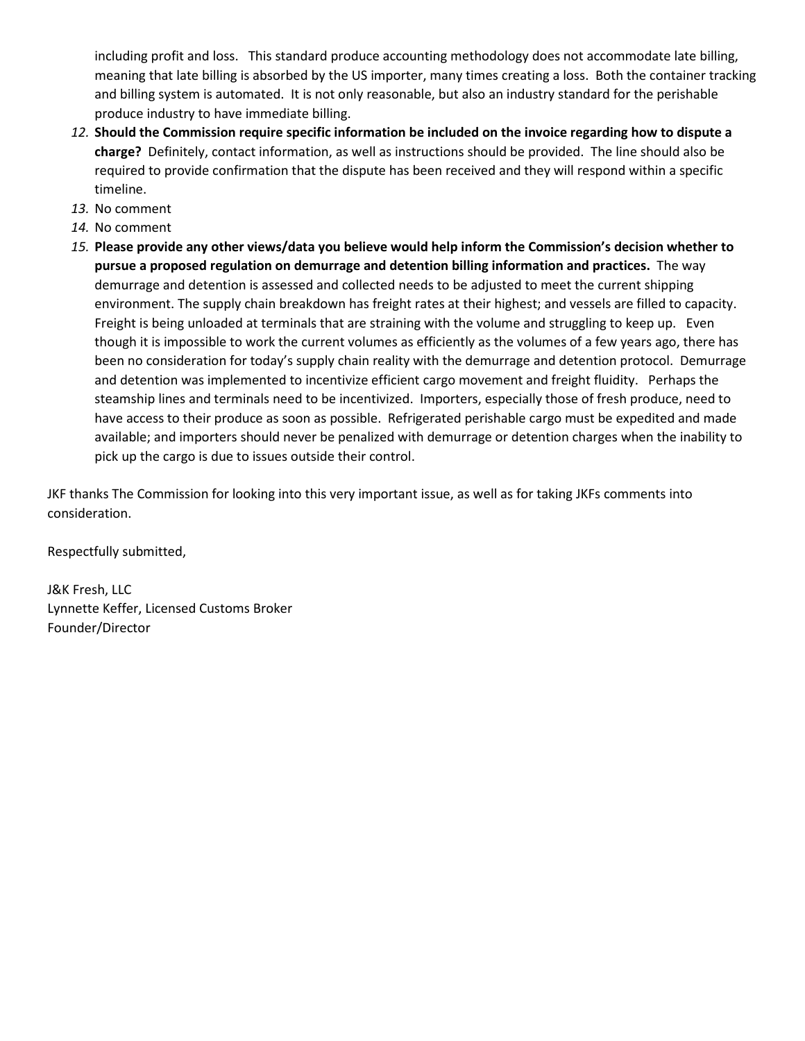including profit and loss. This standard produce accounting methodology does not accommodate late billing, meaning that late billing is absorbed by the US importer, many times creating a loss. Both the container tracking and billing system is automated. It is not only reasonable, but also an industry standard for the perishable produce industry to have immediate billing.

12. **Should the Commission require specific information be included on the invoice regarding how to dispute a charge?** Definitely, contact information, as well as instructions should be provided. The line should also be required to provide confirmation that the dispute has been received and they will respond within a specific timeline.
13. No comment
14. No comment
15. **Please provide any other views/data you believe would help inform the Commission's decision whether to pursue a proposed regulation on demurrage and detention billing information and practices.** The way demurrage and detention is assessed and collected needs to be adjusted to meet the current shipping environment. The supply chain breakdown has freight rates at their highest; and vessels are filled to capacity. Freight is being unloaded at terminals that are straining with the volume and struggling to keep up. Even though it is impossible to work the current volumes as efficiently as the volumes of a few years ago, there has been no consideration for today's supply chain reality with the demurrage and detention protocol. Demurrage and detention was implemented to incentivize efficient cargo movement and freight fluidity. Perhaps the steamship lines and terminals need to be incentivized. Importers, especially those of fresh produce, need to have access to their produce as soon as possible. Refrigerated perishable cargo must be expedited and made available; and importers should never be penalized with demurrage or detention charges when the inability to pick up the cargo is due to issues outside their control.

JKF thanks The Commission for looking into this very important issue, as well as for taking JKFs comments into consideration.

Respectfully submitted,

J&K Fresh, LLC
Lynnette Keffer, Licensed Customs Broker
Founder/Director